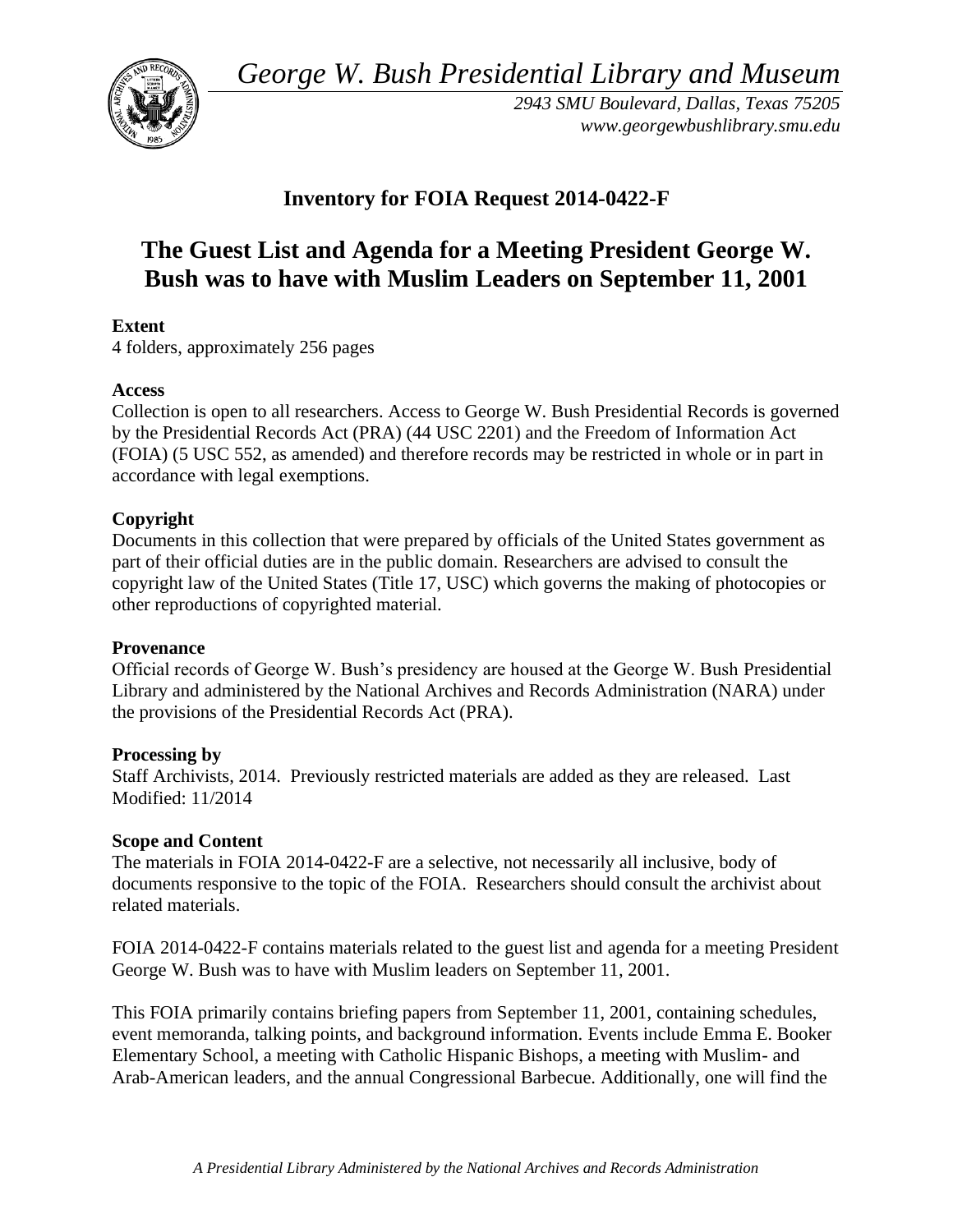*George W. Bush Presidential Library and Museum*

*2943 SMU Boulevard, Dallas, Texas 75205*
*www.georgewbushlibrary.smu.edu*

## Inventory for FOIA Request 2014-0422-F

# The Guest List and Agenda for a Meeting President George W. Bush was to have with Muslim Leaders on September 11, 2001

**Extent**
4 folders, approximately 256 pages

**Access**
Collection is open to all researchers. Access to George W. Bush Presidential Records is governed by the Presidential Records Act (PRA) (44 USC 2201) and the Freedom of Information Act (FOIA) (5 USC 552, as amended) and therefore records may be restricted in whole or in part in accordance with legal exemptions.

**Copyright**
Documents in this collection that were prepared by officials of the United States government as part of their official duties are in the public domain. Researchers are advised to consult the copyright law of the United States (Title 17, USC) which governs the making of photocopies or other reproductions of copyrighted material.

**Provenance**
Official records of George W. Bush's presidency are housed at the George W. Bush Presidential Library and administered by the National Archives and Records Administration (NARA) under the provisions of the Presidential Records Act (PRA).

**Processing by**
Staff Archivists, 2014. Previously restricted materials are added as they are released. Last Modified: 11/2014

**Scope and Content**
The materials in FOIA 2014-0422-F are a selective, not necessarily all inclusive, body of documents responsive to the topic of the FOIA. Researchers should consult the archivist about related materials.

FOIA 2014-0422-F contains materials related to the guest list and agenda for a meeting President George W. Bush was to have with Muslim leaders on September 11, 2001.

This FOIA primarily contains briefing papers from September 11, 2001, containing schedules, event memoranda, talking points, and background information. Events include Emma E. Booker Elementary School, a meeting with Catholic Hispanic Bishops, a meeting with Muslim- and Arab-American leaders, and the annual Congressional Barbecue. Additionally, one will find the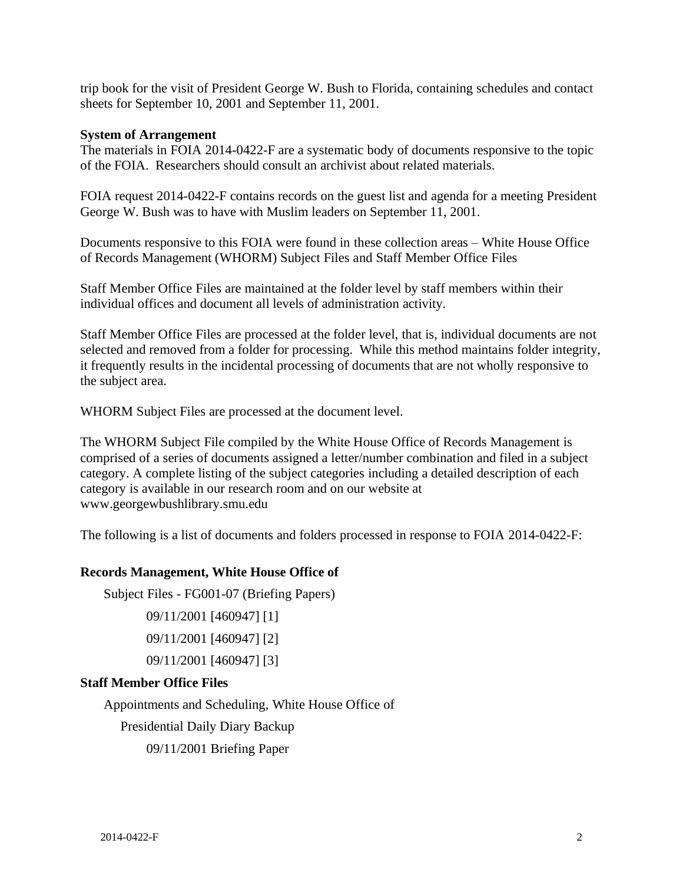trip book for the visit of President George W. Bush to Florida, containing schedules and contact sheets for September 10, 2001 and September 11, 2001.

**System of Arrangement**
The materials in FOIA 2014-0422-F are a systematic body of documents responsive to the topic of the FOIA. Researchers should consult an archivist about related materials.

FOIA request 2014-0422-F contains records on the guest list and agenda for a meeting President George W. Bush was to have with Muslim leaders on September 11, 2001.

Documents responsive to this FOIA were found in these collection areas – White House Office of Records Management (WHORM) Subject Files and Staff Member Office Files

Staff Member Office Files are maintained at the folder level by staff members within their individual offices and document all levels of administration activity.

Staff Member Office Files are processed at the folder level, that is, individual documents are not selected and removed from a folder for processing. While this method maintains folder integrity, it frequently results in the incidental processing of documents that are not wholly responsive to the subject area.

WHORM Subject Files are processed at the document level.

The WHORM Subject File compiled by the White House Office of Records Management is comprised of a series of documents assigned a letter/number combination and filed in a subject category. A complete listing of the subject categories including a detailed description of each category is available in our research room and on our website at www.georgewbushlibrary.smu.edu

The following is a list of documents and folders processed in response to FOIA 2014-0422-F:

**Records Management, White House Office of**

- Subject Files - FG001-07 (Briefing Papers)
  - 09/11/2001 [460947] [1]
  - 09/11/2001 [460947] [2]
  - 09/11/2001 [460947] [3]

**Staff Member Office Files**

- Appointments and Scheduling, White House Office of
  - Presidential Daily Diary Backup
    - 09/11/2001 Briefing Paper